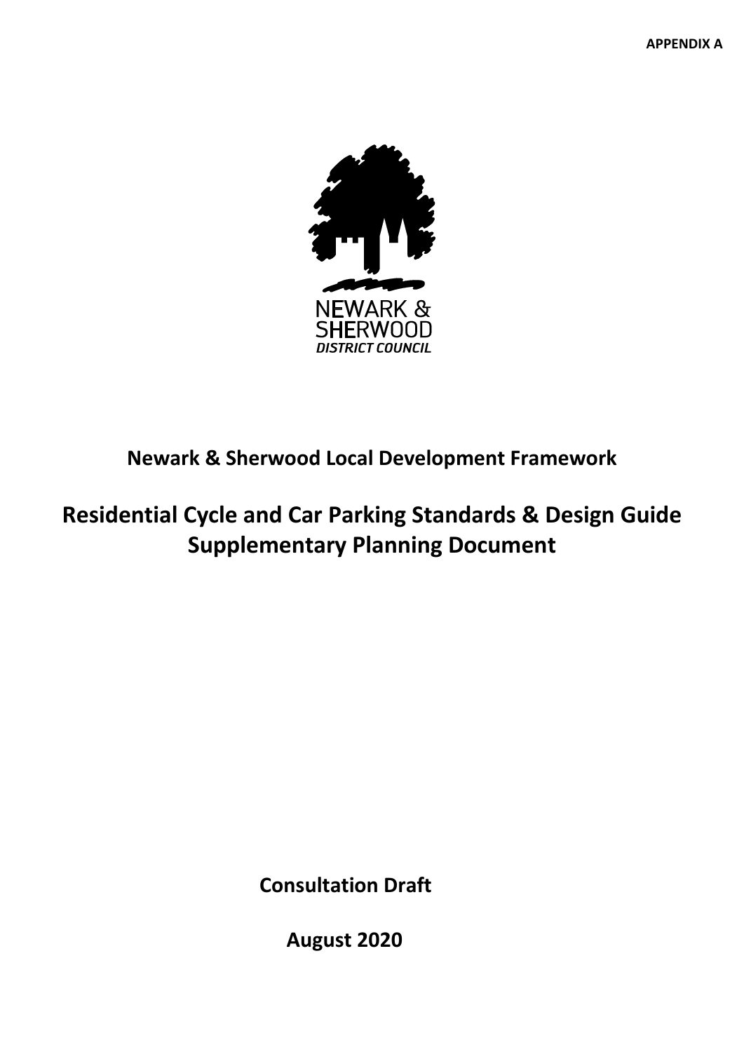**APPENDIX A**

NEWARK & SHERWOOD
*DISTRICT COUNCIL*

## Newark & Sherwood Local Development Framework

# Residential Cycle and Car Parking Standards & Design Guide Supplementary Planning Document

**Consultation Draft**

**August 2020**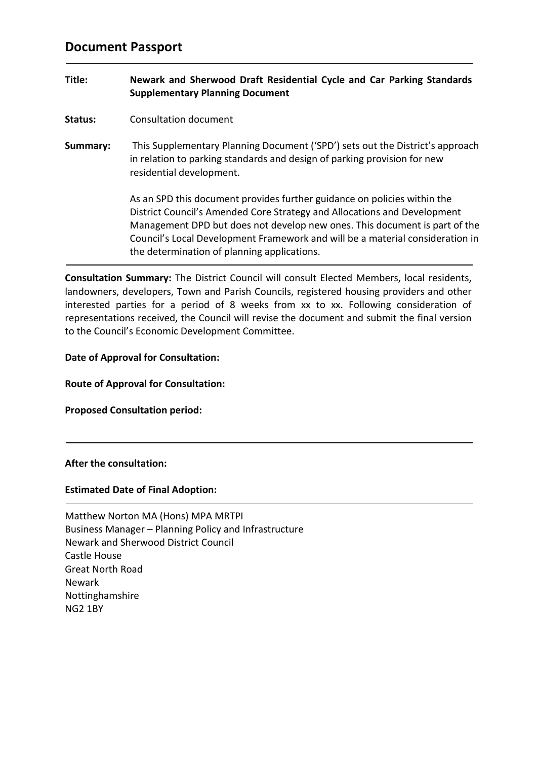# Document Passport

**Title:** **Newark and Sherwood Draft Residential Cycle and Car Parking Standards Supplementary Planning Document**

**Status:** Consultation document

**Summary:** This Supplementary Planning Document ('SPD') sets out the District's approach in relation to parking standards and design of parking provision for new residential development.

As an SPD this document provides further guidance on policies within the District Council's Amended Core Strategy and Allocations and Development Management DPD but does not develop new ones. This document is part of the Council's Local Development Framework and will be a material consideration in the determination of planning applications.

---

**Consultation Summary:** The District Council will consult Elected Members, local residents, landowners, developers, Town and Parish Councils, registered housing providers and other interested parties for a period of 8 weeks from xx to xx. Following consideration of representations received, the Council will revise the document and submit the final version to the Council's Economic Development Committee.

**Date of Approval for Consultation:**

**Route of Approval for Consultation:**

**Proposed Consultation period:**

---

**After the consultation:**

**Estimated Date of Final Adoption:**

---

Matthew Norton MA (Hons) MPA MRTPI
Business Manager – Planning Policy and Infrastructure
Newark and Sherwood District Council
Castle House
Great North Road
Newark
Nottinghamshire
NG2 1BY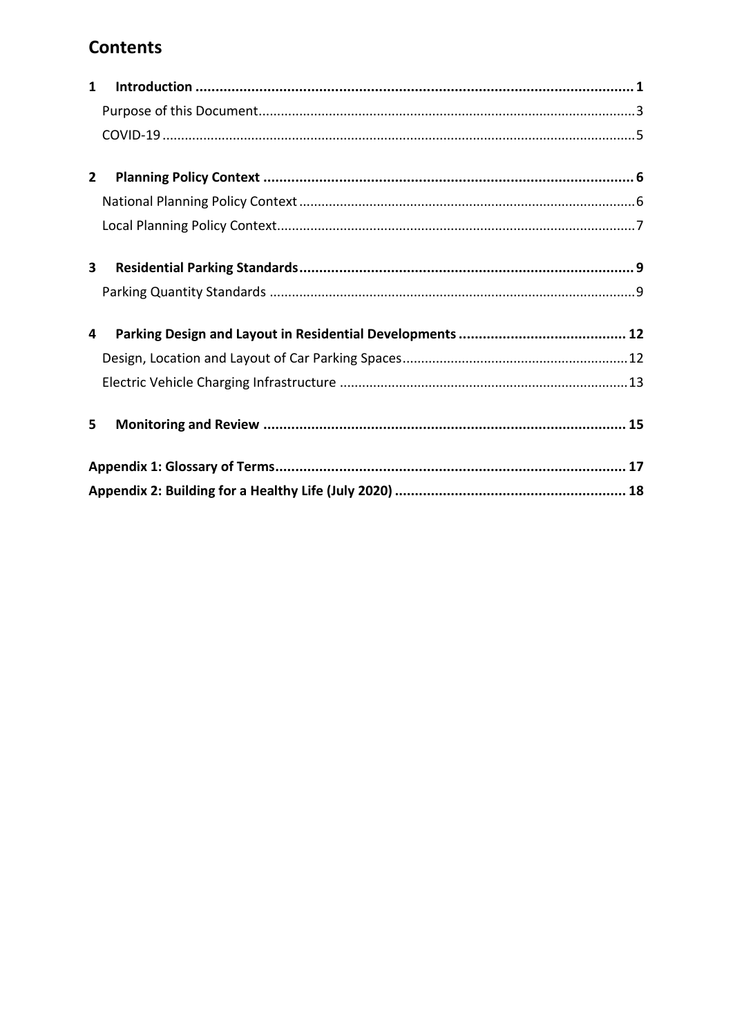# Contents

**1 Introduction** ..... **1**

Purpose of this Document ..... 3

COVID-19 ..... 5

**2 Planning Policy Context** ..... **6**

National Planning Policy Context ..... 6

Local Planning Policy Context ..... 7

**3 Residential Parking Standards** ..... **9**

Parking Quantity Standards ..... 9

**4 Parking Design and Layout in Residential Developments** ..... **12**

Design, Location and Layout of Car Parking Spaces ..... 12

Electric Vehicle Charging Infrastructure ..... 13

**5 Monitoring and Review** ..... **15**

**Appendix 1: Glossary of Terms** ..... **17**

**Appendix 2: Building for a Healthy Life (July 2020)** ..... **18**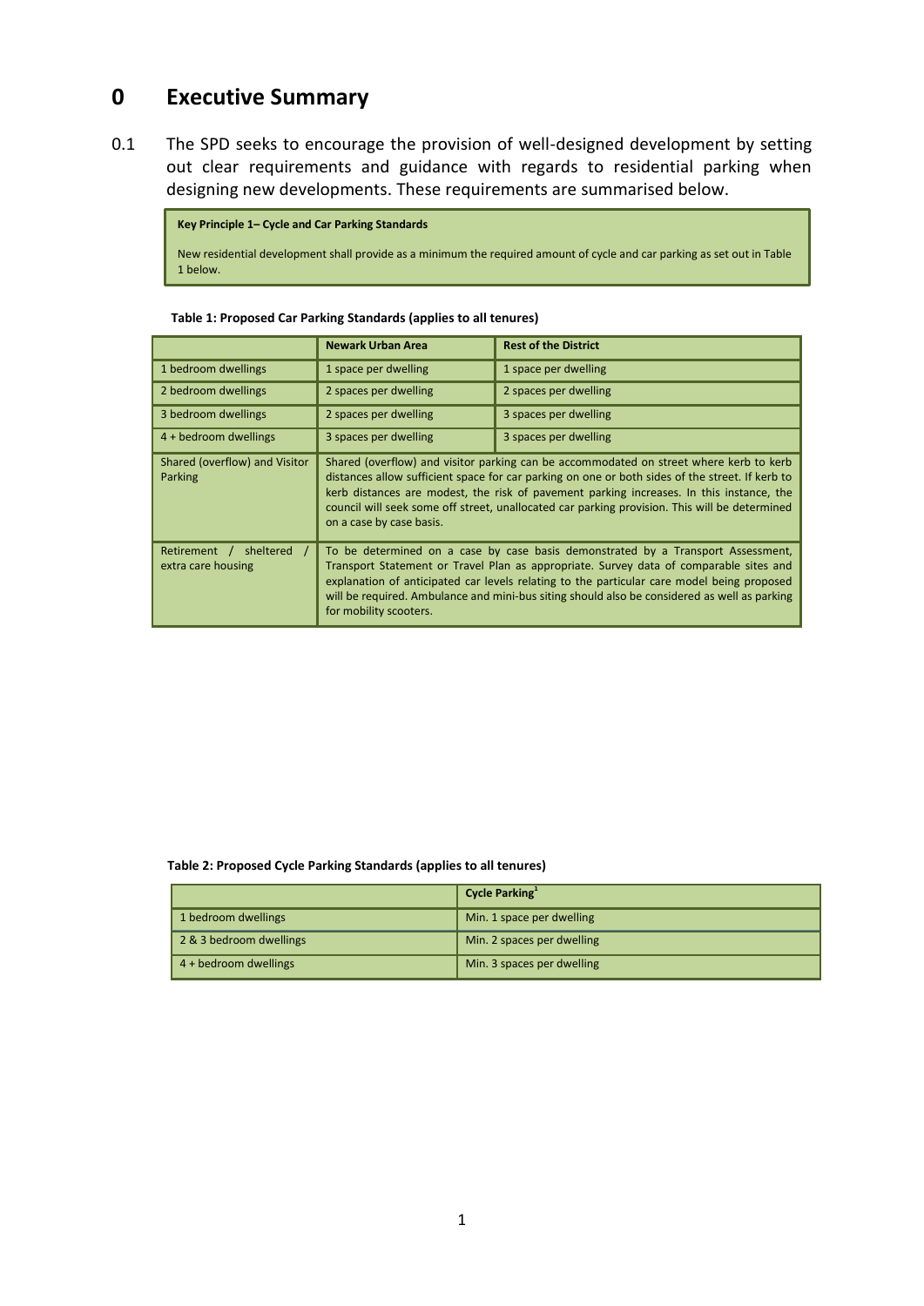# 0 Executive Summary

0.1 The SPD seeks to encourage the provision of well-designed development by setting out clear requirements and guidance with regards to residential parking when designing new developments. These requirements are summarised below.

> **Key Principle 1– Cycle and Car Parking Standards**
>
> New residential development shall provide as a minimum the required amount of cycle and car parking as set out in Table 1 below.

**Table 1: Proposed Car Parking Standards (applies to all tenures)**

| | Newark Urban Area | Rest of the District |
|---|---|---|
| 1 bedroom dwellings | 1 space per dwelling | 1 space per dwelling |
| 2 bedroom dwellings | 2 spaces per dwelling | 2 spaces per dwelling |
| 3 bedroom dwellings | 2 spaces per dwelling | 3 spaces per dwelling |
| 4 + bedroom dwellings | 3 spaces per dwelling | 3 spaces per dwelling |
| Shared (overflow) and Visitor Parking | Shared (overflow) and visitor parking can be accommodated on street where kerb to kerb distances allow sufficient space for car parking on one or both sides of the street. If kerb to kerb distances are modest, the risk of pavement parking increases. In this instance, the council will seek some off street, unallocated car parking provision. This will be determined on a case by case basis. | |
| Retirement / sheltered / extra care housing | To be determined on a case by case basis demonstrated by a Transport Assessment, Transport Statement or Travel Plan as appropriate. Survey data of comparable sites and explanation of anticipated car levels relating to the particular care model being proposed will be required. Ambulance and mini-bus siting should also be considered as well as parking for mobility scooters. | |

**Table 2: Proposed Cycle Parking Standards (applies to all tenures)**

| | Cycle Parking[1] |
|---|---|
| 1 bedroom dwellings | Min. 1 space per dwelling |
| 2 & 3 bedroom dwellings | Min. 2 spaces per dwelling |
| 4 + bedroom dwellings | Min. 3 spaces per dwelling |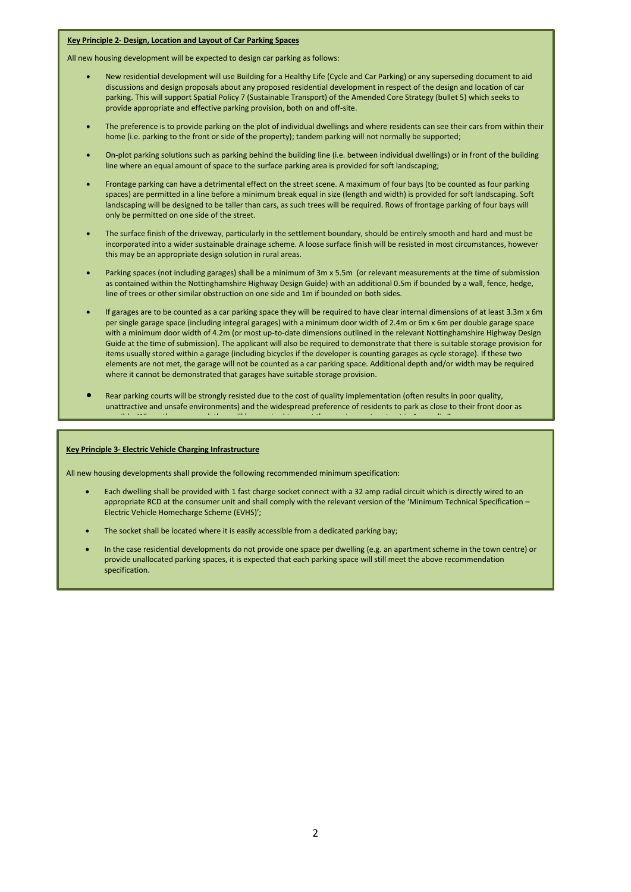**Key Principle 2- Design, Location and Layout of Car Parking Spaces**

All new housing development will be expected to design car parking as follows:

- New residential development will use Building for a Healthy Life (Cycle and Car Parking) or any superseding document to aid discussions and design proposals about any proposed residential development in respect of the design and location of car parking. This will support Spatial Policy 7 (Sustainable Transport) of the Amended Core Strategy (bullet 5) which seeks to provide appropriate and effective parking provision, both on and off-site.
- The preference is to provide parking on the plot of individual dwellings and where residents can see their cars from within their home (i.e. parking to the front or side of the property); tandem parking will not normally be supported;
- On-plot parking solutions such as parking behind the building line (i.e. between individual dwellings) or in front of the building line where an equal amount of space to the surface parking area is provided for soft landscaping;
- Frontage parking can have a detrimental effect on the street scene. A maximum of four bays (to be counted as four parking spaces) are permitted in a line before a minimum break equal in size (length and width) is provided for soft landscaping. Soft landscaping will be designed to be taller than cars, as such trees will be required. Rows of frontage parking of four bays will only be permitted on one side of the street.
- The surface finish of the driveway, particularly in the settlement boundary, should be entirely smooth and hard and must be incorporated into a wider sustainable drainage scheme. A loose surface finish will be resisted in most circumstances, however this may be an appropriate design solution in rural areas.
- Parking spaces (not including garages) shall be a minimum of 3m x 5.5m (or relevant measurements at the time of submission as contained within the Nottinghamshire Highway Design Guide) with an additional 0.5m if bounded by a wall, fence, hedge, line of trees or other similar obstruction on one side and 1m if bounded on both sides.
- If garages are to be counted as a car parking space they will be required to have clear internal dimensions of at least 3.3m x 6m per single garage space (including integral garages) with a minimum door width of 2.4m or 6m x 6m per double garage space with a minimum door width of 4.2m (or most up-to-date dimensions outlined in the relevant Nottinghamshire Highway Design Guide at the time of submission). The applicant will also be required to demonstrate that there is suitable storage provision for items usually stored within a garage (including bicycles if the developer is counting garages as cycle storage). If these two elements are not met, the garage will not be counted as a car parking space. Additional depth and/or width may be required where it cannot be demonstrated that garages have suitable storage provision.
- Rear parking courts will be strongly resisted due to the cost of quality implementation (often results in poor quality, unattractive and unsafe environments) and the widespread preference of residents to park as close to their front door as

**Key Principle 3- Electric Vehicle Charging Infrastructure**

All new housing developments shall provide the following recommended minimum specification:

- Each dwelling shall be provided with 1 fast charge socket connect with a 32 amp radial circuit which is directly wired to an appropriate RCD at the consumer unit and shall comply with the relevant version of the 'Minimum Technical Specification – Electric Vehicle Homecharge Scheme (EVHS)';
- The socket shall be located where it is easily accessible from a dedicated parking bay;
- In the case residential developments do not provide one space per dwelling (e.g. an apartment scheme in the town centre) or provide unallocated parking spaces, it is expected that each parking space will still meet the above recommendation specification.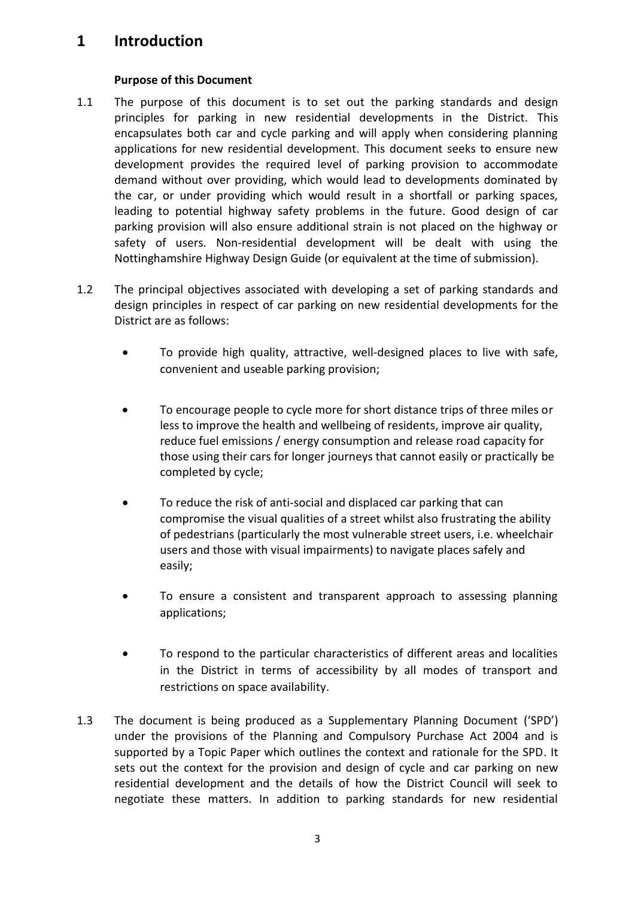# 1 Introduction

**Purpose of this Document**

1.1 The purpose of this document is to set out the parking standards and design principles for parking in new residential developments in the District. This encapsulates both car and cycle parking and will apply when considering planning applications for new residential development. This document seeks to ensure new development provides the required level of parking provision to accommodate demand without over providing, which would lead to developments dominated by the car, or under providing which would result in a shortfall or parking spaces, leading to potential highway safety problems in the future. Good design of car parking provision will also ensure additional strain is not placed on the highway or safety of users. Non-residential development will be dealt with using the Nottinghamshire Highway Design Guide (or equivalent at the time of submission).

1.2 The principal objectives associated with developing a set of parking standards and design principles in respect of car parking on new residential developments for the District are as follows:

- To provide high quality, attractive, well-designed places to live with safe, convenient and useable parking provision;
- To encourage people to cycle more for short distance trips of three miles or less to improve the health and wellbeing of residents, improve air quality, reduce fuel emissions / energy consumption and release road capacity for those using their cars for longer journeys that cannot easily or practically be completed by cycle;
- To reduce the risk of anti-social and displaced car parking that can compromise the visual qualities of a street whilst also frustrating the ability of pedestrians (particularly the most vulnerable street users, i.e. wheelchair users and those with visual impairments) to navigate places safely and easily;
- To ensure a consistent and transparent approach to assessing planning applications;
- To respond to the particular characteristics of different areas and localities in the District in terms of accessibility by all modes of transport and restrictions on space availability.

1.3 The document is being produced as a Supplementary Planning Document ('SPD') under the provisions of the Planning and Compulsory Purchase Act 2004 and is supported by a Topic Paper which outlines the context and rationale for the SPD. It sets out the context for the provision and design of cycle and car parking on new residential development and the details of how the District Council will seek to negotiate these matters. In addition to parking standards for new residential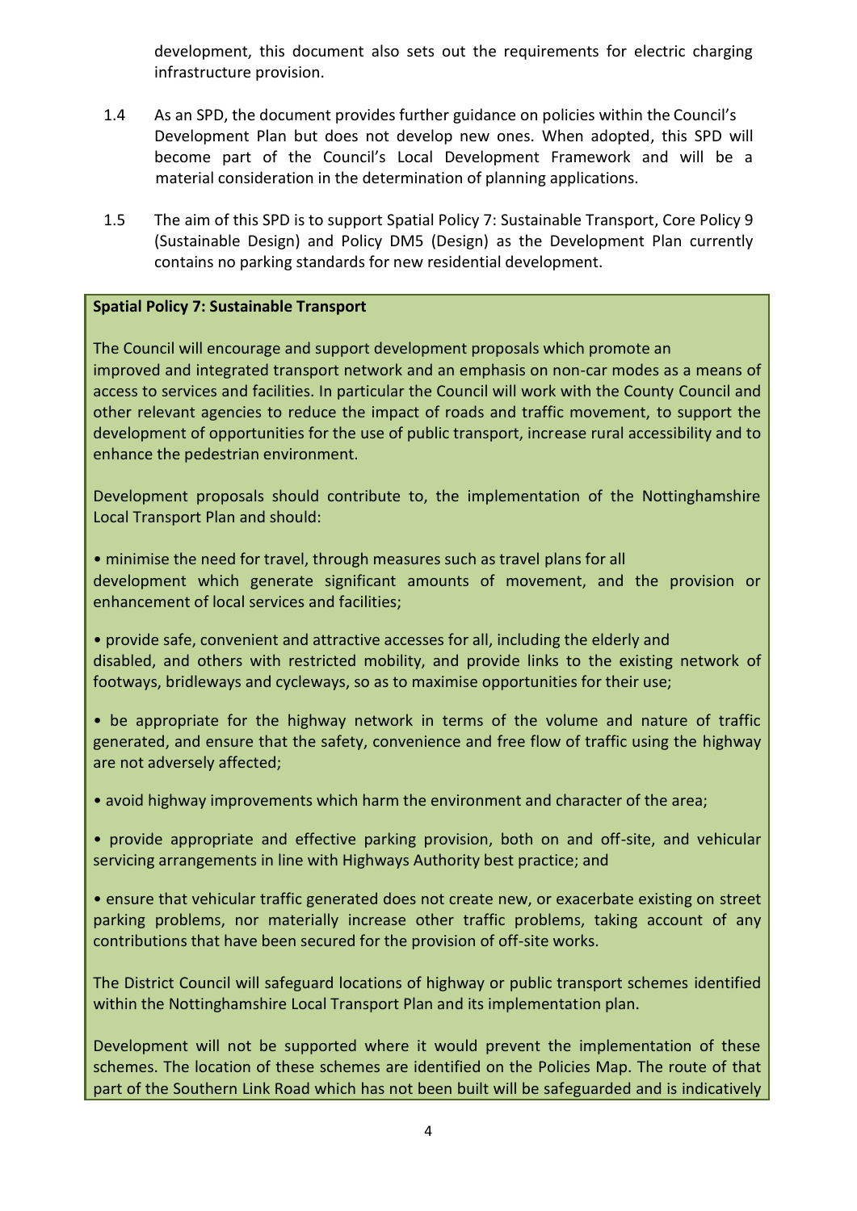development, this document also sets out the requirements for electric charging infrastructure provision.

1.4 As an SPD, the document provides further guidance on policies within the Council's Development Plan but does not develop new ones. When adopted, this SPD will become part of the Council's Local Development Framework and will be a material consideration in the determination of planning applications.

1.5 The aim of this SPD is to support Spatial Policy 7: Sustainable Transport, Core Policy 9 (Sustainable Design) and Policy DM5 (Design) as the Development Plan currently contains no parking standards for new residential development.

**Spatial Policy 7: Sustainable Transport**

The Council will encourage and support development proposals which promote an improved and integrated transport network and an emphasis on non-car modes as a means of access to services and facilities. In particular the Council will work with the County Council and other relevant agencies to reduce the impact of roads and traffic movement, to support the development of opportunities for the use of public transport, increase rural accessibility and to enhance the pedestrian environment.

Development proposals should contribute to, the implementation of the Nottinghamshire Local Transport Plan and should:

- minimise the need for travel, through measures such as travel plans for all development which generate significant amounts of movement, and the provision or enhancement of local services and facilities;

- provide safe, convenient and attractive accesses for all, including the elderly and disabled, and others with restricted mobility, and provide links to the existing network of footways, bridleways and cycleways, so as to maximise opportunities for their use;

- be appropriate for the highway network in terms of the volume and nature of traffic generated, and ensure that the safety, convenience and free flow of traffic using the highway are not adversely affected;

- avoid highway improvements which harm the environment and character of the area;

- provide appropriate and effective parking provision, both on and off-site, and vehicular servicing arrangements in line with Highways Authority best practice; and

- ensure that vehicular traffic generated does not create new, or exacerbate existing on street parking problems, nor materially increase other traffic problems, taking account of any contributions that have been secured for the provision of off-site works.

The District Council will safeguard locations of highway or public transport schemes identified within the Nottinghamshire Local Transport Plan and its implementation plan.

Development will not be supported where it would prevent the implementation of these schemes. The location of these schemes are identified on the Policies Map. The route of that part of the Southern Link Road which has not been built will be safeguarded and is indicatively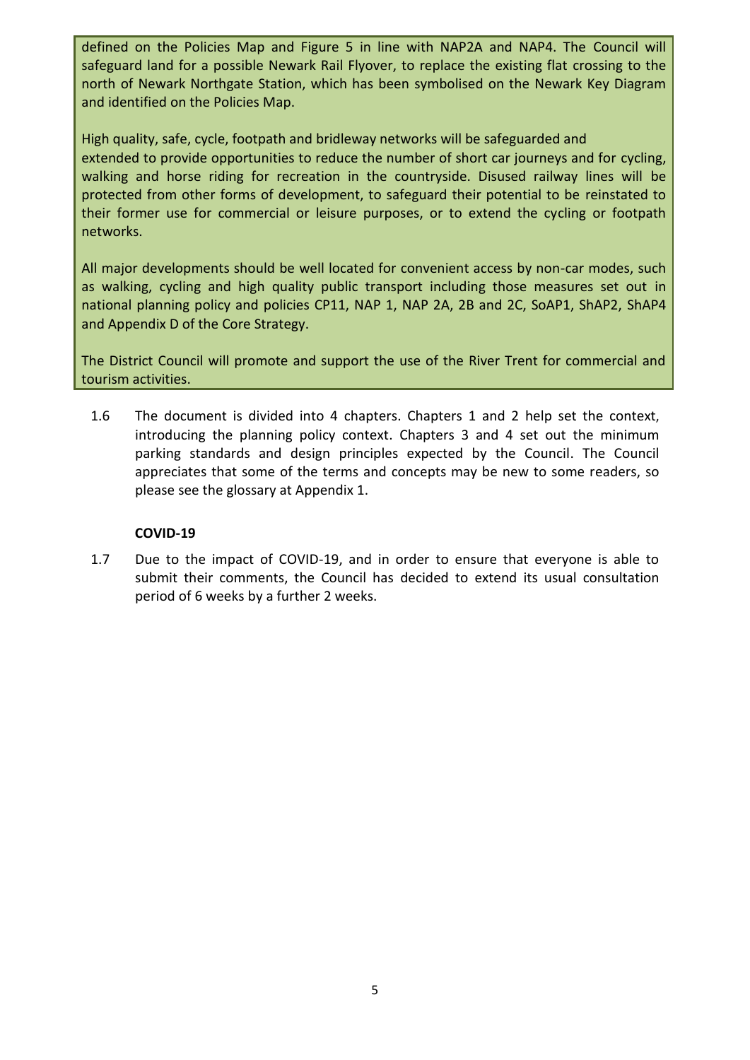defined on the Policies Map and Figure 5 in line with NAP2A and NAP4. The Council will safeguard land for a possible Newark Rail Flyover, to replace the existing flat crossing to the north of Newark Northgate Station, which has been symbolised on the Newark Key Diagram and identified on the Policies Map.

High quality, safe, cycle, footpath and bridleway networks will be safeguarded and extended to provide opportunities to reduce the number of short car journeys and for cycling, walking and horse riding for recreation in the countryside. Disused railway lines will be protected from other forms of development, to safeguard their potential to be reinstated to their former use for commercial or leisure purposes, or to extend the cycling or footpath networks.

All major developments should be well located for convenient access by non-car modes, such as walking, cycling and high quality public transport including those measures set out in national planning policy and policies CP11, NAP 1, NAP 2A, 2B and 2C, SoAP1, ShAP2, ShAP4 and Appendix D of the Core Strategy.

The District Council will promote and support the use of the River Trent for commercial and tourism activities.

1.6 The document is divided into 4 chapters. Chapters 1 and 2 help set the context, introducing the planning policy context. Chapters 3 and 4 set out the minimum parking standards and design principles expected by the Council. The Council appreciates that some of the terms and concepts may be new to some readers, so please see the glossary at Appendix 1.

**COVID-19**

1.7 Due to the impact of COVID-19, and in order to ensure that everyone is able to submit their comments, the Council has decided to extend its usual consultation period of 6 weeks by a further 2 weeks.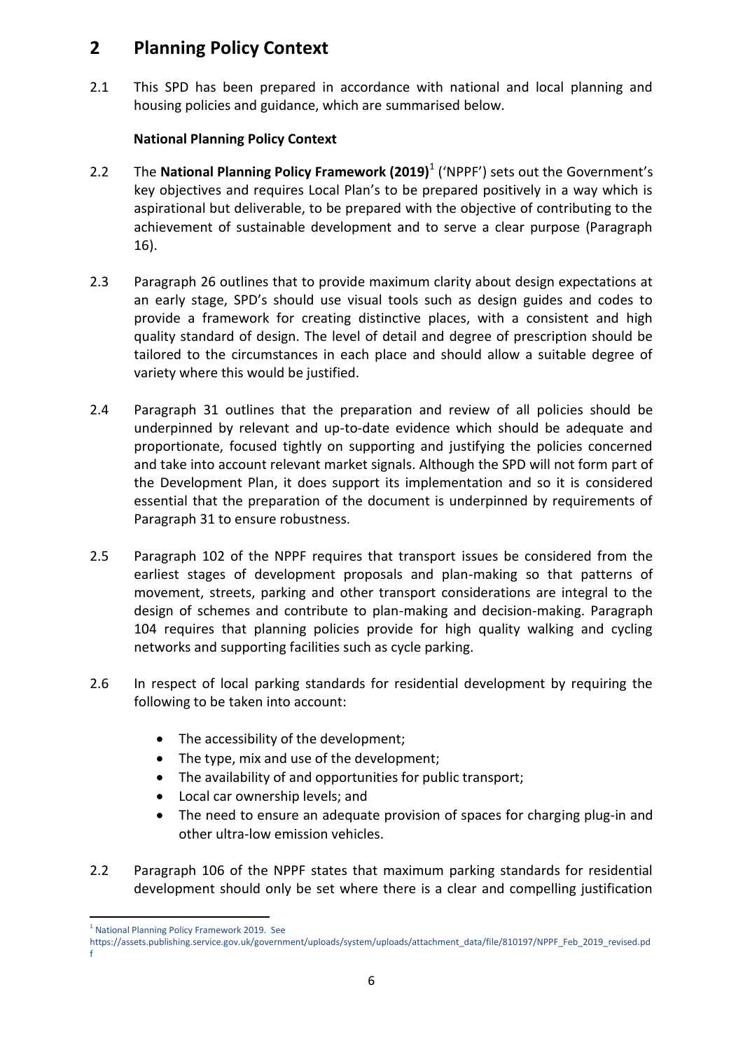# 2 Planning Policy Context

2.1 This SPD has been prepared in accordance with national and local planning and housing policies and guidance, which are summarised below.

**National Planning Policy Context**

2.2 The **National Planning Policy Framework (2019)**[1] ('NPPF') sets out the Government's key objectives and requires Local Plan's to be prepared positively in a way which is aspirational but deliverable, to be prepared with the objective of contributing to the achievement of sustainable development and to serve a clear purpose (Paragraph 16).

2.3 Paragraph 26 outlines that to provide maximum clarity about design expectations at an early stage, SPD's should use visual tools such as design guides and codes to provide a framework for creating distinctive places, with a consistent and high quality standard of design. The level of detail and degree of prescription should be tailored to the circumstances in each place and should allow a suitable degree of variety where this would be justified.

2.4 Paragraph 31 outlines that the preparation and review of all policies should be underpinned by relevant and up-to-date evidence which should be adequate and proportionate, focused tightly on supporting and justifying the policies concerned and take into account relevant market signals. Although the SPD will not form part of the Development Plan, it does support its implementation and so it is considered essential that the preparation of the document is underpinned by requirements of Paragraph 31 to ensure robustness.

2.5 Paragraph 102 of the NPPF requires that transport issues be considered from the earliest stages of development proposals and plan-making so that patterns of movement, streets, parking and other transport considerations are integral to the design of schemes and contribute to plan-making and decision-making. Paragraph 104 requires that planning policies provide for high quality walking and cycling networks and supporting facilities such as cycle parking.

2.6 In respect of local parking standards for residential development by requiring the following to be taken into account:

- The accessibility of the development;
- The type, mix and use of the development;
- The availability of and opportunities for public transport;
- Local car ownership levels; and
- The need to ensure an adequate provision of spaces for charging plug-in and other ultra-low emission vehicles.

2.2 Paragraph 106 of the NPPF states that maximum parking standards for residential development should only be set where there is a clear and compelling justification

[1] National Planning Policy Framework 2019. See https://assets.publishing.service.gov.uk/government/uploads/system/uploads/attachment_data/file/810197/NPPF_Feb_2019_revised.pdf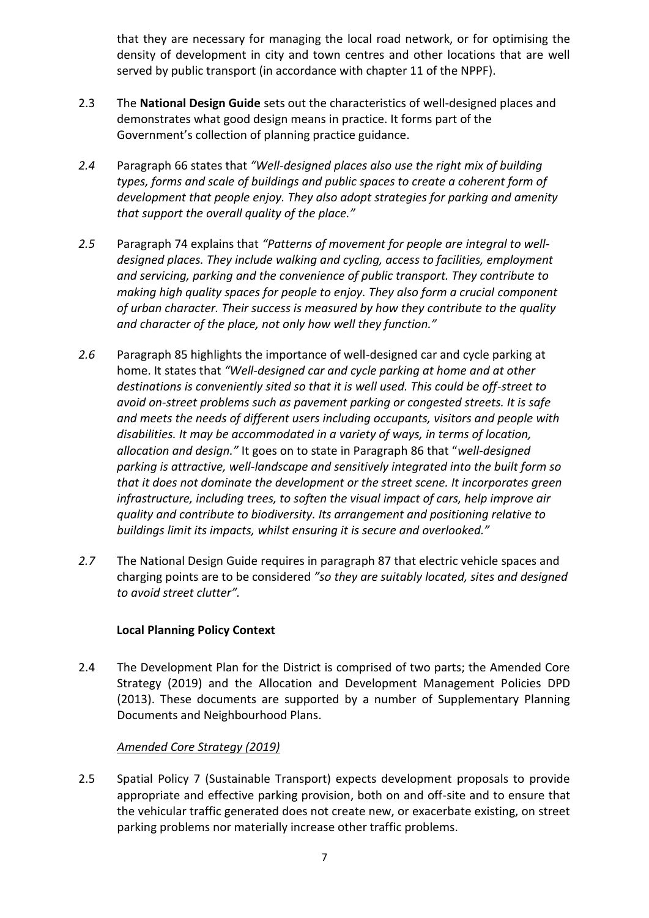that they are necessary for managing the local road network, or for optimising the density of development in city and town centres and other locations that are well served by public transport (in accordance with chapter 11 of the NPPF).

2.3 The **National Design Guide** sets out the characteristics of well-designed places and demonstrates what good design means in practice. It forms part of the Government's collection of planning practice guidance.

*2.4* Paragraph 66 states that *"Well-designed places also use the right mix of building types, forms and scale of buildings and public spaces to create a coherent form of development that people enjoy. They also adopt strategies for parking and amenity that support the overall quality of the place."*

*2.5* Paragraph 74 explains that *"Patterns of movement for people are integral to well-designed places. They include walking and cycling, access to facilities, employment and servicing, parking and the convenience of public transport. They contribute to making high quality spaces for people to enjoy. They also form a crucial component of urban character. Their success is measured by how they contribute to the quality and character of the place, not only how well they function."*

*2.6* Paragraph 85 highlights the importance of well-designed car and cycle parking at home. It states that *"Well-designed car and cycle parking at home and at other destinations is conveniently sited so that it is well used. This could be off-street to avoid on-street problems such as pavement parking or congested streets. It is safe and meets the needs of different users including occupants, visitors and people with disabilities. It may be accommodated in a variety of ways, in terms of location, allocation and design."* It goes on to state in Paragraph 86 that "*well-designed parking is attractive, well-landscape and sensitively integrated into the built form so that it does not dominate the development or the street scene. It incorporates green infrastructure, including trees, to soften the visual impact of cars, help improve air quality and contribute to biodiversity. Its arrangement and positioning relative to buildings limit its impacts, whilst ensuring it is secure and overlooked."*

*2.7* The National Design Guide requires in paragraph 87 that electric vehicle spaces and charging points are to be considered *"so they are suitably located, sites and designed to avoid street clutter".*

### Local Planning Policy Context

2.4 The Development Plan for the District is comprised of two parts; the Amended Core Strategy (2019) and the Allocation and Development Management Policies DPD (2013). These documents are supported by a number of Supplementary Planning Documents and Neighbourhood Plans.

*Amended Core Strategy (2019)*

2.5 Spatial Policy 7 (Sustainable Transport) expects development proposals to provide appropriate and effective parking provision, both on and off-site and to ensure that the vehicular traffic generated does not create new, or exacerbate existing, on street parking problems nor materially increase other traffic problems.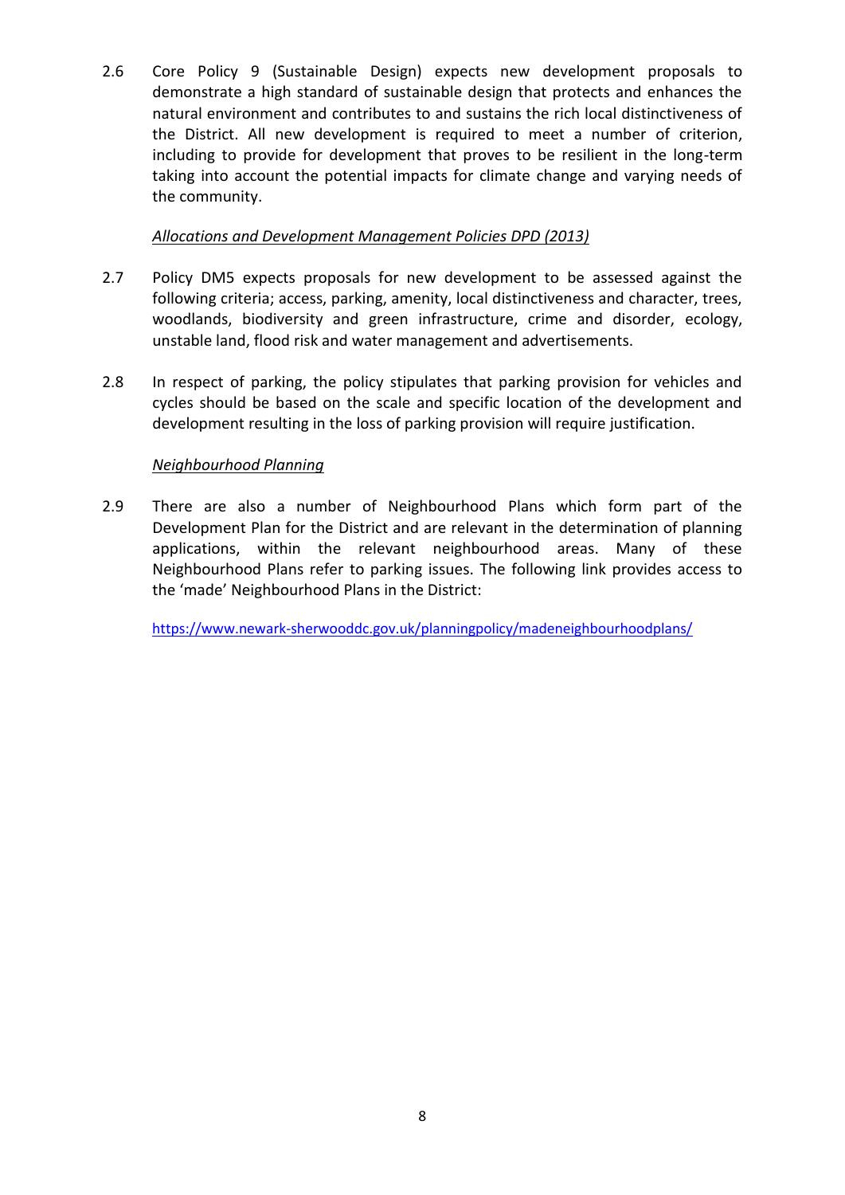2.6 Core Policy 9 (Sustainable Design) expects new development proposals to demonstrate a high standard of sustainable design that protects and enhances the natural environment and contributes to and sustains the rich local distinctiveness of the District. All new development is required to meet a number of criterion, including to provide for development that proves to be resilient in the long-term taking into account the potential impacts for climate change and varying needs of the community.

*Allocations and Development Management Policies DPD (2013)*

2.7 Policy DM5 expects proposals for new development to be assessed against the following criteria; access, parking, amenity, local distinctiveness and character, trees, woodlands, biodiversity and green infrastructure, crime and disorder, ecology, unstable land, flood risk and water management and advertisements.

2.8 In respect of parking, the policy stipulates that parking provision for vehicles and cycles should be based on the scale and specific location of the development and development resulting in the loss of parking provision will require justification.

*Neighbourhood Planning*

2.9 There are also a number of Neighbourhood Plans which form part of the Development Plan for the District and are relevant in the determination of planning applications, within the relevant neighbourhood areas. Many of these Neighbourhood Plans refer to parking issues. The following link provides access to the 'made' Neighbourhood Plans in the District:

https://www.newark-sherwooddc.gov.uk/planningpolicy/madeneighbourhoodplans/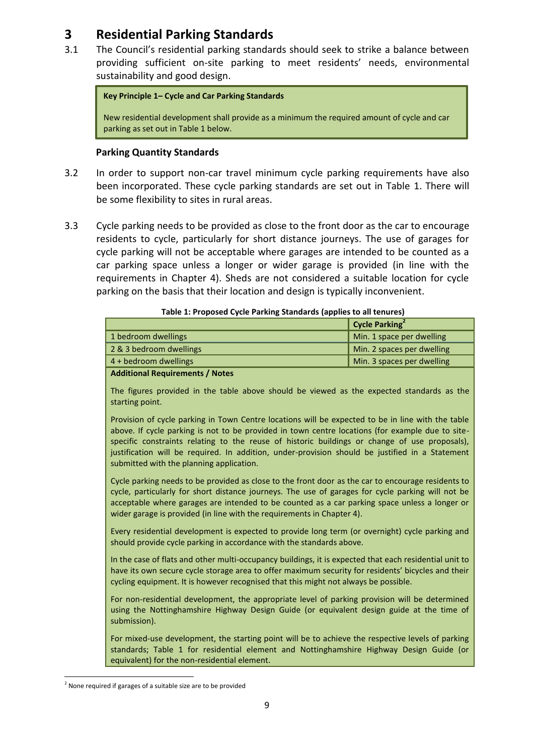# 3 Residential Parking Standards

3.1 The Council's residential parking standards should seek to strike a balance between providing sufficient on-site parking to meet residents' needs, environmental sustainability and good design.

> **Key Principle 1– Cycle and Car Parking Standards**
>
> New residential development shall provide as a minimum the required amount of cycle and car parking as set out in Table 1 below.

**Parking Quantity Standards**

3.2 In order to support non-car travel minimum cycle parking requirements have also been incorporated. These cycle parking standards are set out in Table 1. There will be some flexibility to sites in rural areas.

3.3 Cycle parking needs to be provided as close to the front door as the car to encourage residents to cycle, particularly for short distance journeys. The use of garages for cycle parking will not be acceptable where garages are intended to be counted as a car parking space unless a longer or wider garage is provided (in line with the requirements in Chapter 4). Sheds are not considered a suitable location for cycle parking on the basis that their location and design is typically inconvenient.

**Table 1: Proposed Cycle Parking Standards (applies to all tenures)**

| | Cycle Parking[2] |
|---|---|
| 1 bedroom dwellings | Min. 1 space per dwelling |
| 2 & 3 bedroom dwellings | Min. 2 spaces per dwelling |
| 4 + bedroom dwellings | Min. 3 spaces per dwelling |

**Additional Requirements / Notes**

The figures provided in the table above should be viewed as the expected standards as the starting point.

Provision of cycle parking in Town Centre locations will be expected to be in line with the table above. If cycle parking is not to be provided in town centre locations (for example due to site-specific constraints relating to the reuse of historic buildings or change of use proposals), justification will be required. In addition, under-provision should be justified in a Statement submitted with the planning application.

Cycle parking needs to be provided as close to the front door as the car to encourage residents to cycle, particularly for short distance journeys. The use of garages for cycle parking will not be acceptable where garages are intended to be counted as a car parking space unless a longer or wider garage is provided (in line with the requirements in Chapter 4).

Every residential development is expected to provide long term (or overnight) cycle parking and should provide cycle parking in accordance with the standards above.

In the case of flats and other multi-occupancy buildings, it is expected that each residential unit to have its own secure cycle storage area to offer maximum security for residents' bicycles and their cycling equipment. It is however recognised that this might not always be possible.

For non-residential development, the appropriate level of parking provision will be determined using the Nottinghamshire Highway Design Guide (or equivalent design guide at the time of submission).

For mixed-use development, the starting point will be to achieve the respective levels of parking standards; Table 1 for residential element and Nottinghamshire Highway Design Guide (or equivalent) for the non-residential element.

---

[2] None required if garages of a suitable size are to be provided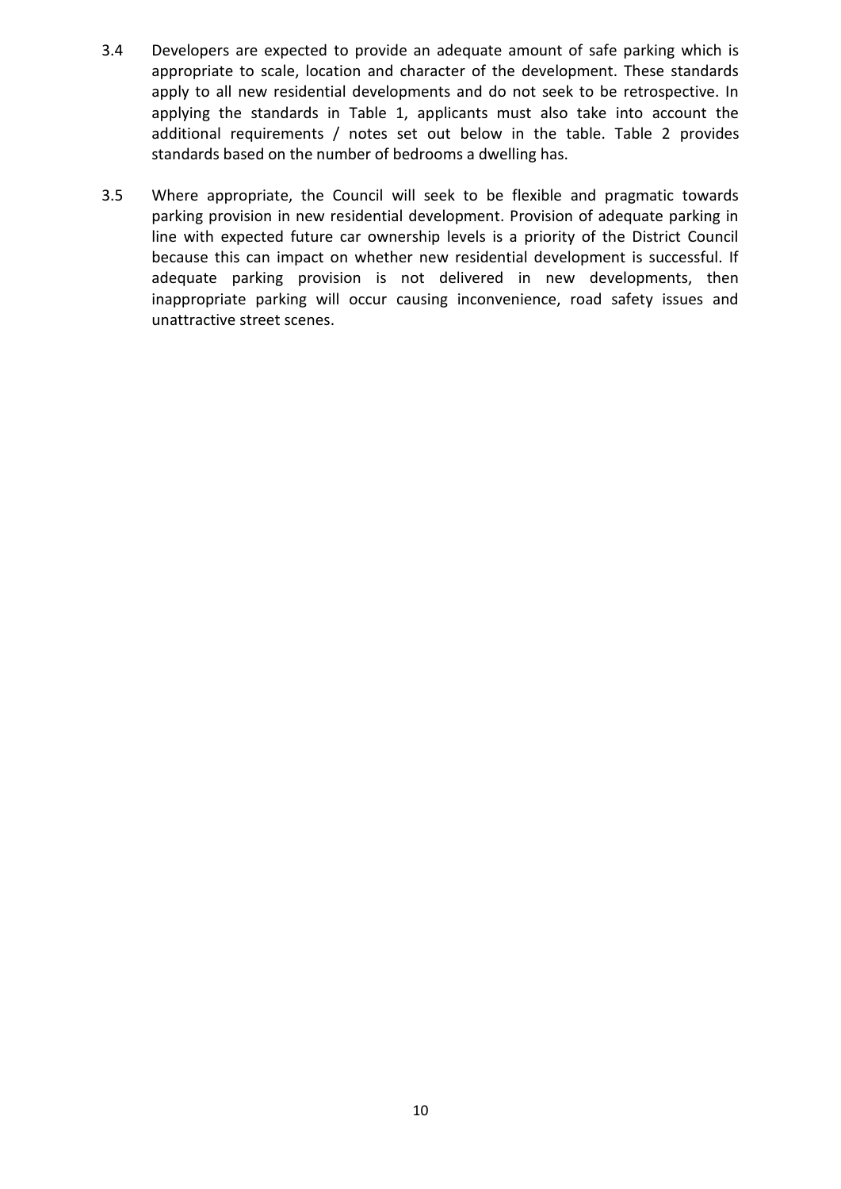3.4 Developers are expected to provide an adequate amount of safe parking which is appropriate to scale, location and character of the development. These standards apply to all new residential developments and do not seek to be retrospective. In applying the standards in Table 1, applicants must also take into account the additional requirements / notes set out below in the table. Table 2 provides standards based on the number of bedrooms a dwelling has.

3.5 Where appropriate, the Council will seek to be flexible and pragmatic towards parking provision in new residential development. Provision of adequate parking in line with expected future car ownership levels is a priority of the District Council because this can impact on whether new residential development is successful. If adequate parking provision is not delivered in new developments, then inappropriate parking will occur causing inconvenience, road safety issues and unattractive street scenes.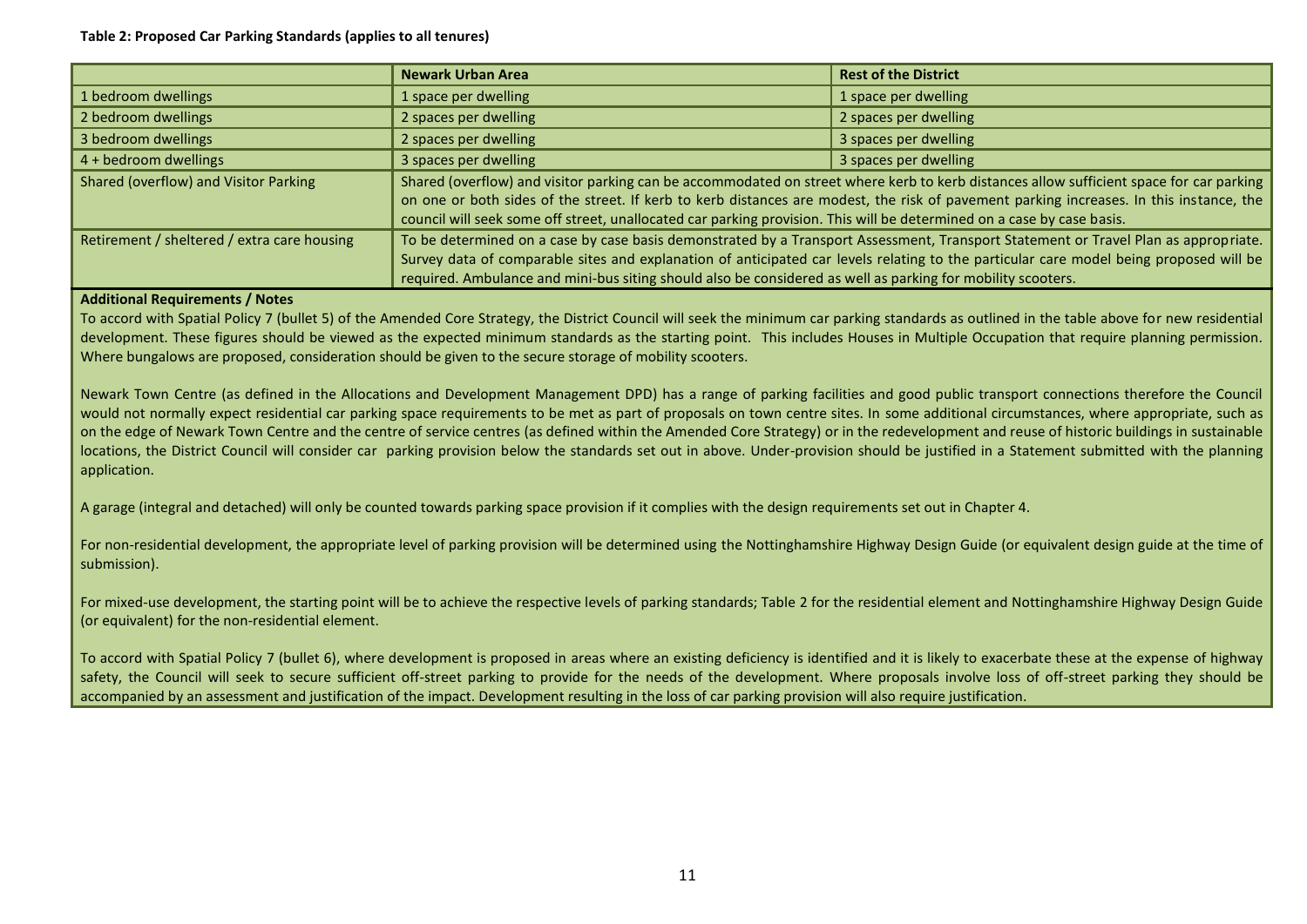**Table 2: Proposed Car Parking Standards (applies to all tenures)**

| | Newark Urban Area | Rest of the District |
|---|---|---|
| 1 bedroom dwellings | 1 space per dwelling | 1 space per dwelling |
| 2 bedroom dwellings | 2 spaces per dwelling | 2 spaces per dwelling |
| 3 bedroom dwellings | 2 spaces per dwelling | 3 spaces per dwelling |
| 4 + bedroom dwellings | 3 spaces per dwelling | 3 spaces per dwelling |
| Shared (overflow) and Visitor Parking | Shared (overflow) and visitor parking can be accommodated on street where kerb to kerb distances allow sufficient space for car parking on one or both sides of the street. If kerb to kerb distances are modest, the risk of pavement parking increases. In this instance, the council will seek some off street, unallocated car parking provision. This will be determined on a case by case basis. | |
| Retirement / sheltered / extra care housing | To be determined on a case by case basis demonstrated by a Transport Assessment, Transport Statement or Travel Plan as appropriate. Survey data of comparable sites and explanation of anticipated car levels relating to the particular care model being proposed will be required. Ambulance and mini-bus siting should also be considered as well as parking for mobility scooters. | |

**Additional Requirements / Notes**

To accord with Spatial Policy 7 (bullet 5) of the Amended Core Strategy, the District Council will seek the minimum car parking standards as outlined in the table above for new residential development. These figures should be viewed as the expected minimum standards as the starting point. This includes Houses in Multiple Occupation that require planning permission. Where bungalows are proposed, consideration should be given to the secure storage of mobility scooters.

Newark Town Centre (as defined in the Allocations and Development Management DPD) has a range of parking facilities and good public transport connections therefore the Council would not normally expect residential car parking space requirements to be met as part of proposals on town centre sites. In some additional circumstances, where appropriate, such as on the edge of Newark Town Centre and the centre of service centres (as defined within the Amended Core Strategy) or in the redevelopment and reuse of historic buildings in sustainable locations, the District Council will consider car parking provision below the standards set out in above. Under-provision should be justified in a Statement submitted with the planning application.

A garage (integral and detached) will only be counted towards parking space provision if it complies with the design requirements set out in Chapter 4.

For non-residential development, the appropriate level of parking provision will be determined using the Nottinghamshire Highway Design Guide (or equivalent design guide at the time of submission).

For mixed-use development, the starting point will be to achieve the respective levels of parking standards; Table 2 for the residential element and Nottinghamshire Highway Design Guide (or equivalent) for the non-residential element.

To accord with Spatial Policy 7 (bullet 6), where development is proposed in areas where an existing deficiency is identified and it is likely to exacerbate these at the expense of highway safety, the Council will seek to secure sufficient off-street parking to provide for the needs of the development. Where proposals involve loss of off-street parking they should be accompanied by an assessment and justification of the impact. Development resulting in the loss of car parking provision will also require justification.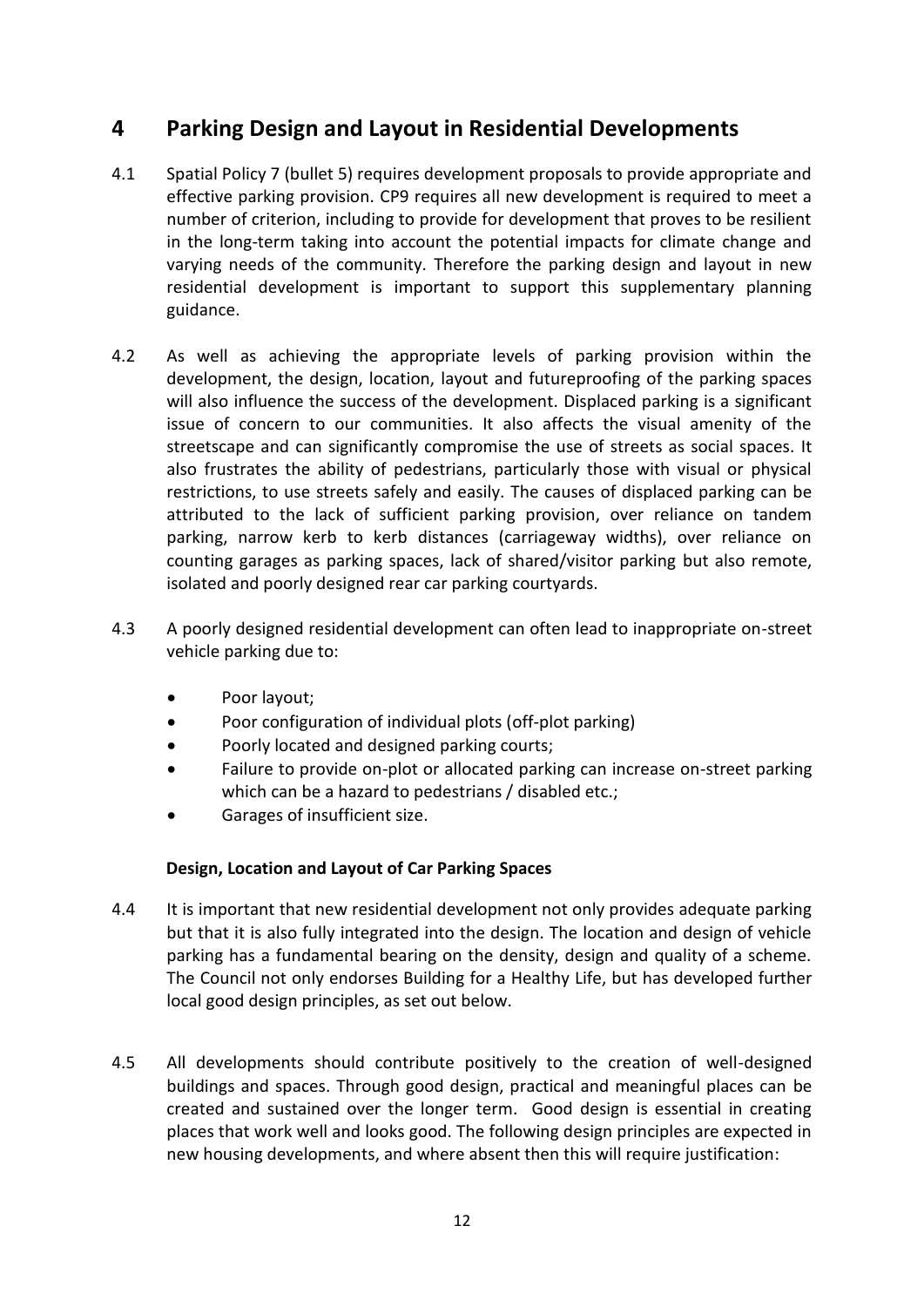## 4 Parking Design and Layout in Residential Developments

4.1 Spatial Policy 7 (bullet 5) requires development proposals to provide appropriate and effective parking provision. CP9 requires all new development is required to meet a number of criterion, including to provide for development that proves to be resilient in the long-term taking into account the potential impacts for climate change and varying needs of the community. Therefore the parking design and layout in new residential development is important to support this supplementary planning guidance.

4.2 As well as achieving the appropriate levels of parking provision within the development, the design, location, layout and futureproofing of the parking spaces will also influence the success of the development. Displaced parking is a significant issue of concern to our communities. It also affects the visual amenity of the streetscape and can significantly compromise the use of streets as social spaces. It also frustrates the ability of pedestrians, particularly those with visual or physical restrictions, to use streets safely and easily. The causes of displaced parking can be attributed to the lack of sufficient parking provision, over reliance on tandem parking, narrow kerb to kerb distances (carriageway widths), over reliance on counting garages as parking spaces, lack of shared/visitor parking but also remote, isolated and poorly designed rear car parking courtyards.

4.3 A poorly designed residential development can often lead to inappropriate on-street vehicle parking due to:

- Poor layout;
- Poor configuration of individual plots (off-plot parking)
- Poorly located and designed parking courts;
- Failure to provide on-plot or allocated parking can increase on-street parking which can be a hazard to pedestrians / disabled etc.;
- Garages of insufficient size.

### Design, Location and Layout of Car Parking Spaces

4.4 It is important that new residential development not only provides adequate parking but that it is also fully integrated into the design. The location and design of vehicle parking has a fundamental bearing on the density, design and quality of a scheme. The Council not only endorses Building for a Healthy Life, but has developed further local good design principles, as set out below.

4.5 All developments should contribute positively to the creation of well-designed buildings and spaces. Through good design, practical and meaningful places can be created and sustained over the longer term. Good design is essential in creating places that work well and looks good. The following design principles are expected in new housing developments, and where absent then this will require justification: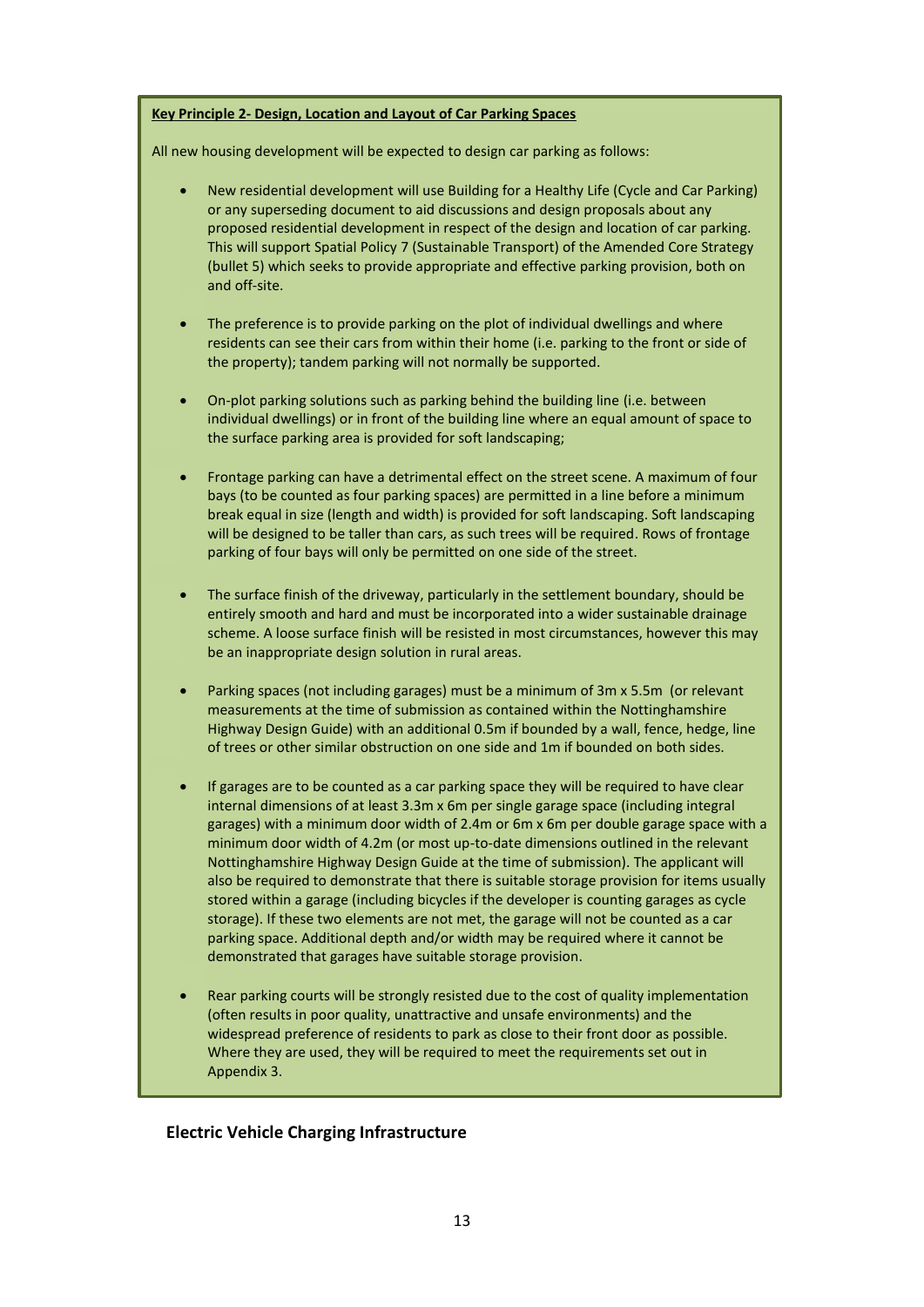**Key Principle 2- Design, Location and Layout of Car Parking Spaces**

All new housing development will be expected to design car parking as follows:

- New residential development will use Building for a Healthy Life (Cycle and Car Parking) or any superseding document to aid discussions and design proposals about any proposed residential development in respect of the design and location of car parking. This will support Spatial Policy 7 (Sustainable Transport) of the Amended Core Strategy (bullet 5) which seeks to provide appropriate and effective parking provision, both on and off-site.
- The preference is to provide parking on the plot of individual dwellings and where residents can see their cars from within their home (i.e. parking to the front or side of the property); tandem parking will not normally be supported.
- On-plot parking solutions such as parking behind the building line (i.e. between individual dwellings) or in front of the building line where an equal amount of space to the surface parking area is provided for soft landscaping;
- Frontage parking can have a detrimental effect on the street scene. A maximum of four bays (to be counted as four parking spaces) are permitted in a line before a minimum break equal in size (length and width) is provided for soft landscaping. Soft landscaping will be designed to be taller than cars, as such trees will be required. Rows of frontage parking of four bays will only be permitted on one side of the street.
- The surface finish of the driveway, particularly in the settlement boundary, should be entirely smooth and hard and must be incorporated into a wider sustainable drainage scheme. A loose surface finish will be resisted in most circumstances, however this may be an inappropriate design solution in rural areas.
- Parking spaces (not including garages) must be a minimum of 3m x 5.5m (or relevant measurements at the time of submission as contained within the Nottinghamshire Highway Design Guide) with an additional 0.5m if bounded by a wall, fence, hedge, line of trees or other similar obstruction on one side and 1m if bounded on both sides.
- If garages are to be counted as a car parking space they will be required to have clear internal dimensions of at least 3.3m x 6m per single garage space (including integral garages) with a minimum door width of 2.4m or 6m x 6m per double garage space with a minimum door width of 4.2m (or most up-to-date dimensions outlined in the relevant Nottinghamshire Highway Design Guide at the time of submission). The applicant will also be required to demonstrate that there is suitable storage provision for items usually stored within a garage (including bicycles if the developer is counting garages as cycle storage). If these two elements are not met, the garage will not be counted as a car parking space. Additional depth and/or width may be required where it cannot be demonstrated that garages have suitable storage provision.
- Rear parking courts will be strongly resisted due to the cost of quality implementation (often results in poor quality, unattractive and unsafe environments) and the widespread preference of residents to park as close to their front door as possible. Where they are used, they will be required to meet the requirements set out in Appendix 3.

## Electric Vehicle Charging Infrastructure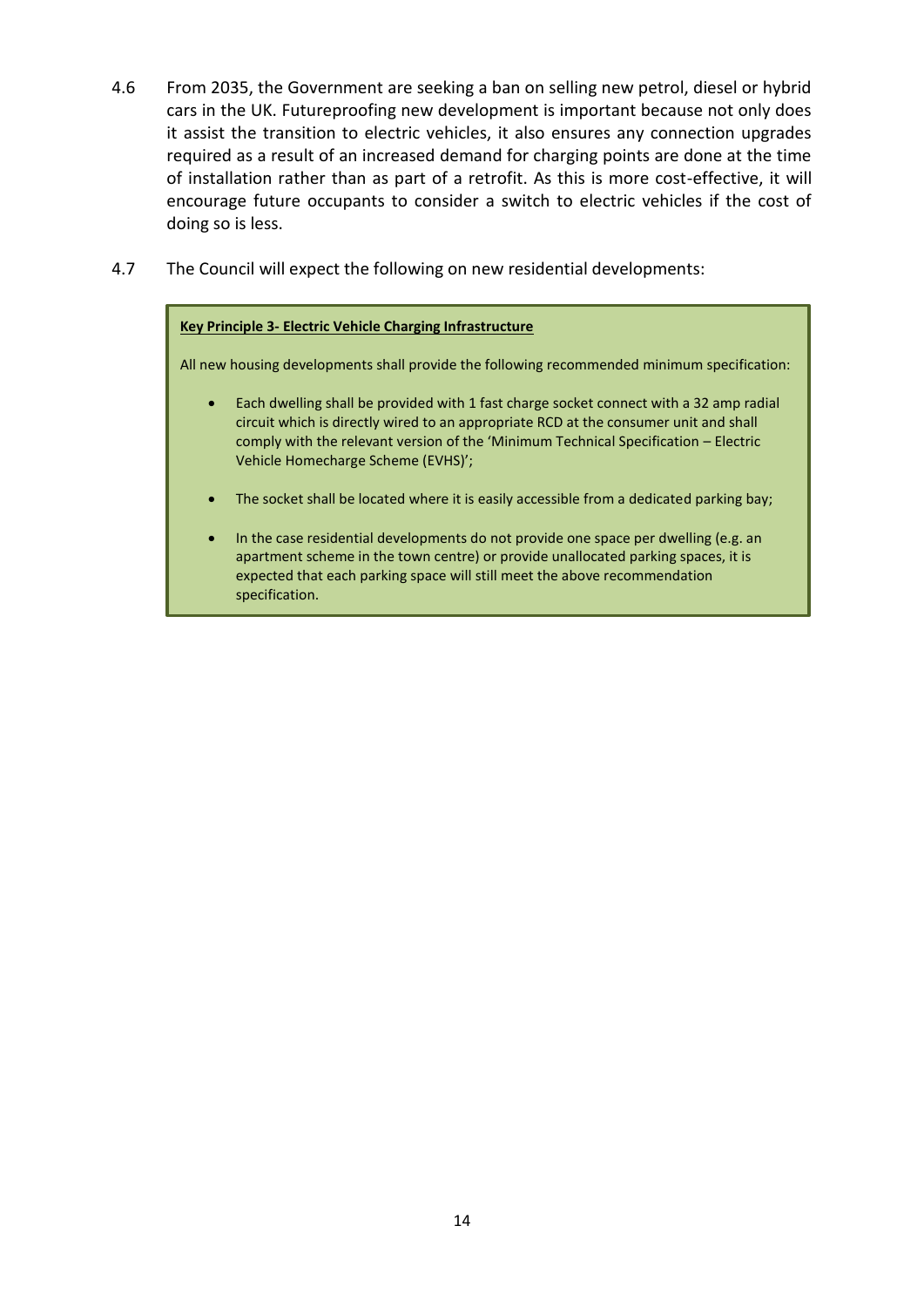4.6 From 2035, the Government are seeking a ban on selling new petrol, diesel or hybrid cars in the UK. Futureproofing new development is important because not only does it assist the transition to electric vehicles, it also ensures any connection upgrades required as a result of an increased demand for charging points are done at the time of installation rather than as part of a retrofit. As this is more cost-effective, it will encourage future occupants to consider a switch to electric vehicles if the cost of doing so is less.

4.7 The Council will expect the following on new residential developments:

> **Key Principle 3- Electric Vehicle Charging Infrastructure**
>
> All new housing developments shall provide the following recommended minimum specification:
>
> - Each dwelling shall be provided with 1 fast charge socket connect with a 32 amp radial circuit which is directly wired to an appropriate RCD at the consumer unit and shall comply with the relevant version of the 'Minimum Technical Specification – Electric Vehicle Homecharge Scheme (EVHS)';
>
> - The socket shall be located where it is easily accessible from a dedicated parking bay;
>
> - In the case residential developments do not provide one space per dwelling (e.g. an apartment scheme in the town centre) or provide unallocated parking spaces, it is expected that each parking space will still meet the above recommendation specification.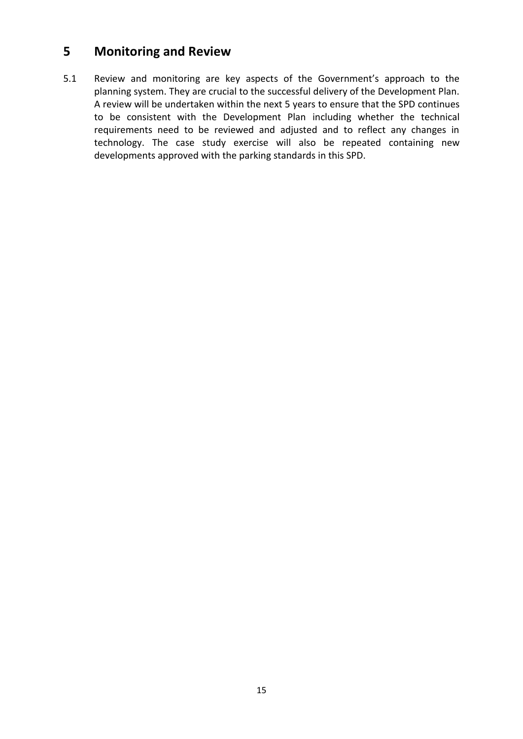## 5 Monitoring and Review

5.1 Review and monitoring are key aspects of the Government's approach to the planning system. They are crucial to the successful delivery of the Development Plan. A review will be undertaken within the next 5 years to ensure that the SPD continues to be consistent with the Development Plan including whether the technical requirements need to be reviewed and adjusted and to reflect any changes in technology. The case study exercise will also be repeated containing new developments approved with the parking standards in this SPD.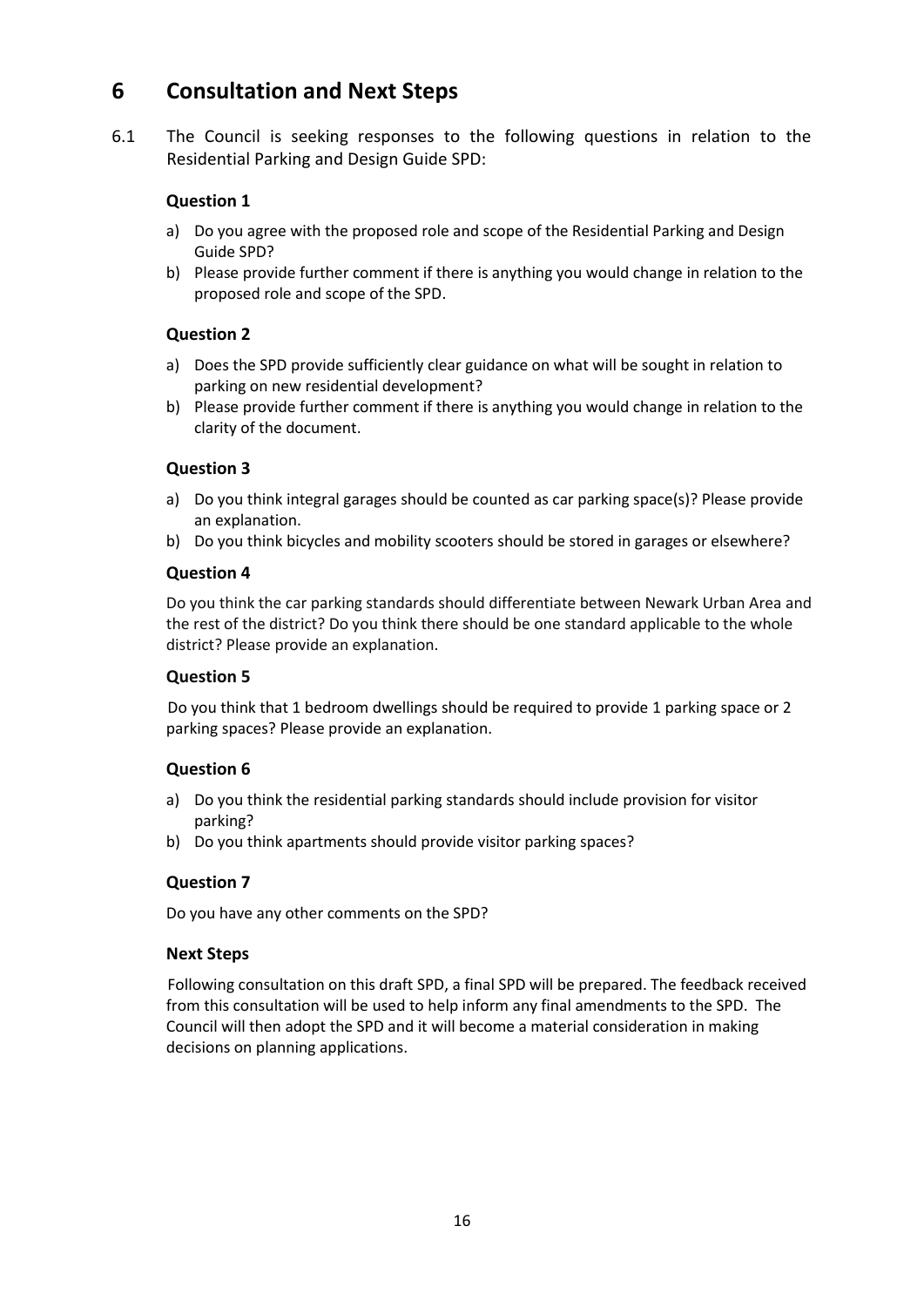# 6 Consultation and Next Steps

6.1 The Council is seeking responses to the following questions in relation to the Residential Parking and Design Guide SPD:

### Question 1

a) Do you agree with the proposed role and scope of the Residential Parking and Design Guide SPD?
b) Please provide further comment if there is anything you would change in relation to the proposed role and scope of the SPD.

### Question 2

a) Does the SPD provide sufficiently clear guidance on what will be sought in relation to parking on new residential development?
b) Please provide further comment if there is anything you would change in relation to the clarity of the document.

### Question 3

a) Do you think integral garages should be counted as car parking space(s)? Please provide an explanation.
b) Do you think bicycles and mobility scooters should be stored in garages or elsewhere?

### Question 4

Do you think the car parking standards should differentiate between Newark Urban Area and the rest of the district? Do you think there should be one standard applicable to the whole district? Please provide an explanation.

### Question 5

Do you think that 1 bedroom dwellings should be required to provide 1 parking space or 2 parking spaces? Please provide an explanation.

### Question 6

a) Do you think the residential parking standards should include provision for visitor parking?
b) Do you think apartments should provide visitor parking spaces?

### Question 7

Do you have any other comments on the SPD?

### Next Steps

Following consultation on this draft SPD, a final SPD will be prepared. The feedback received from this consultation will be used to help inform any final amendments to the SPD. The Council will then adopt the SPD and it will become a material consideration in making decisions on planning applications.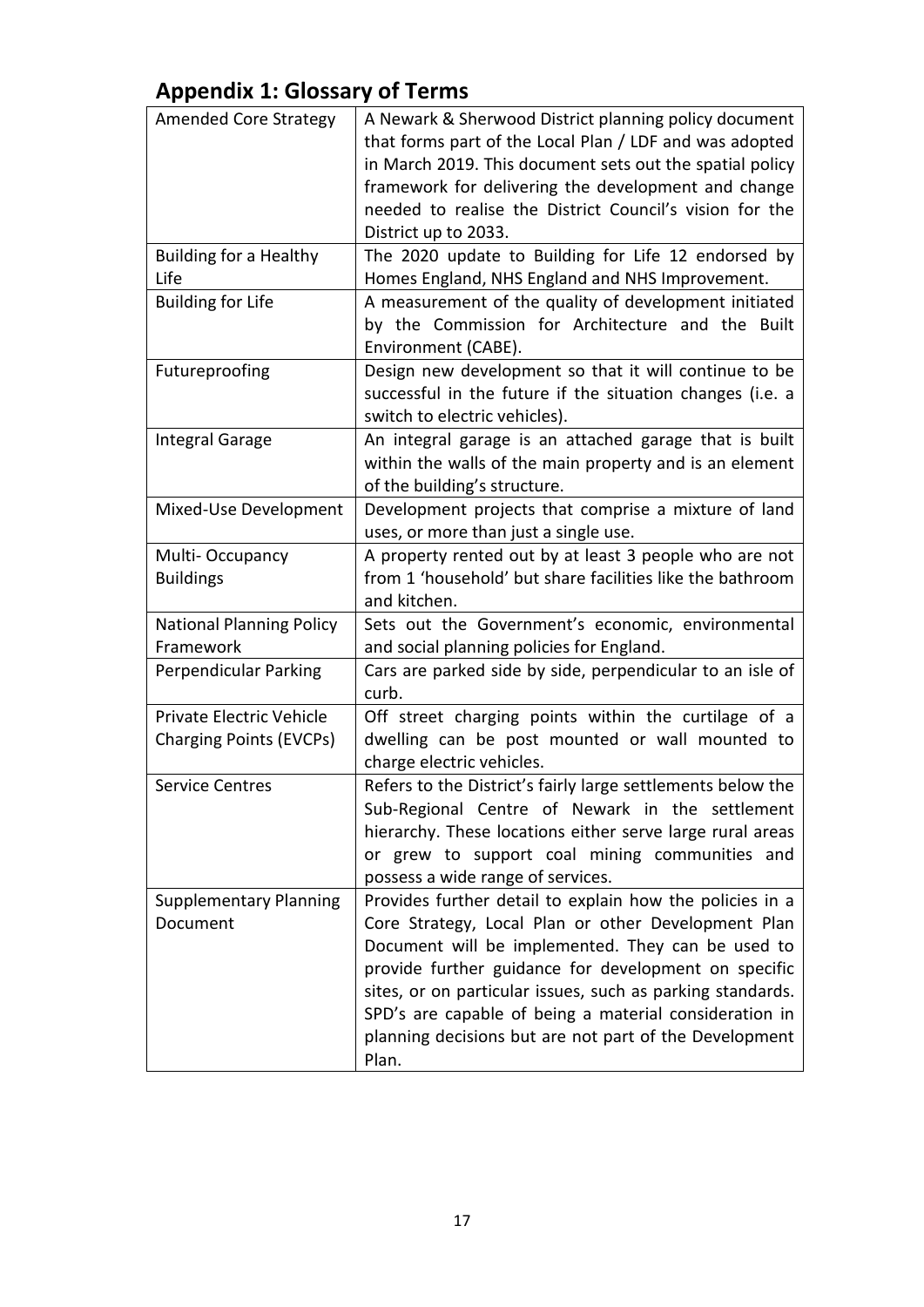## Appendix 1: Glossary of Terms

| Term | Definition |
|---|---|
| Amended Core Strategy | A Newark & Sherwood District planning policy document that forms part of the Local Plan / LDF and was adopted in March 2019. This document sets out the spatial policy framework for delivering the development and change needed to realise the District Council's vision for the District up to 2033. |
| Building for a Healthy Life | The 2020 update to Building for Life 12 endorsed by Homes England, NHS England and NHS Improvement. |
| Building for Life | A measurement of the quality of development initiated by the Commission for Architecture and the Built Environment (CABE). |
| Futureproofing | Design new development so that it will continue to be successful in the future if the situation changes (i.e. a switch to electric vehicles). |
| Integral Garage | An integral garage is an attached garage that is built within the walls of the main property and is an element of the building's structure. |
| Mixed-Use Development | Development projects that comprise a mixture of land uses, or more than just a single use. |
| Multi- Occupancy Buildings | A property rented out by at least 3 people who are not from 1 'household' but share facilities like the bathroom and kitchen. |
| National Planning Policy Framework | Sets out the Government's economic, environmental and social planning policies for England. |
| Perpendicular Parking | Cars are parked side by side, perpendicular to an isle of curb. |
| Private Electric Vehicle Charging Points (EVCPs) | Off street charging points within the curtilage of a dwelling can be post mounted or wall mounted to charge electric vehicles. |
| Service Centres | Refers to the District's fairly large settlements below the Sub-Regional Centre of Newark in the settlement hierarchy. These locations either serve large rural areas or grew to support coal mining communities and possess a wide range of services. |
| Supplementary Planning Document | Provides further detail to explain how the policies in a Core Strategy, Local Plan or other Development Plan Document will be implemented. They can be used to provide further guidance for development on specific sites, or on particular issues, such as parking standards. SPD's are capable of being a material consideration in planning decisions but are not part of the Development Plan. |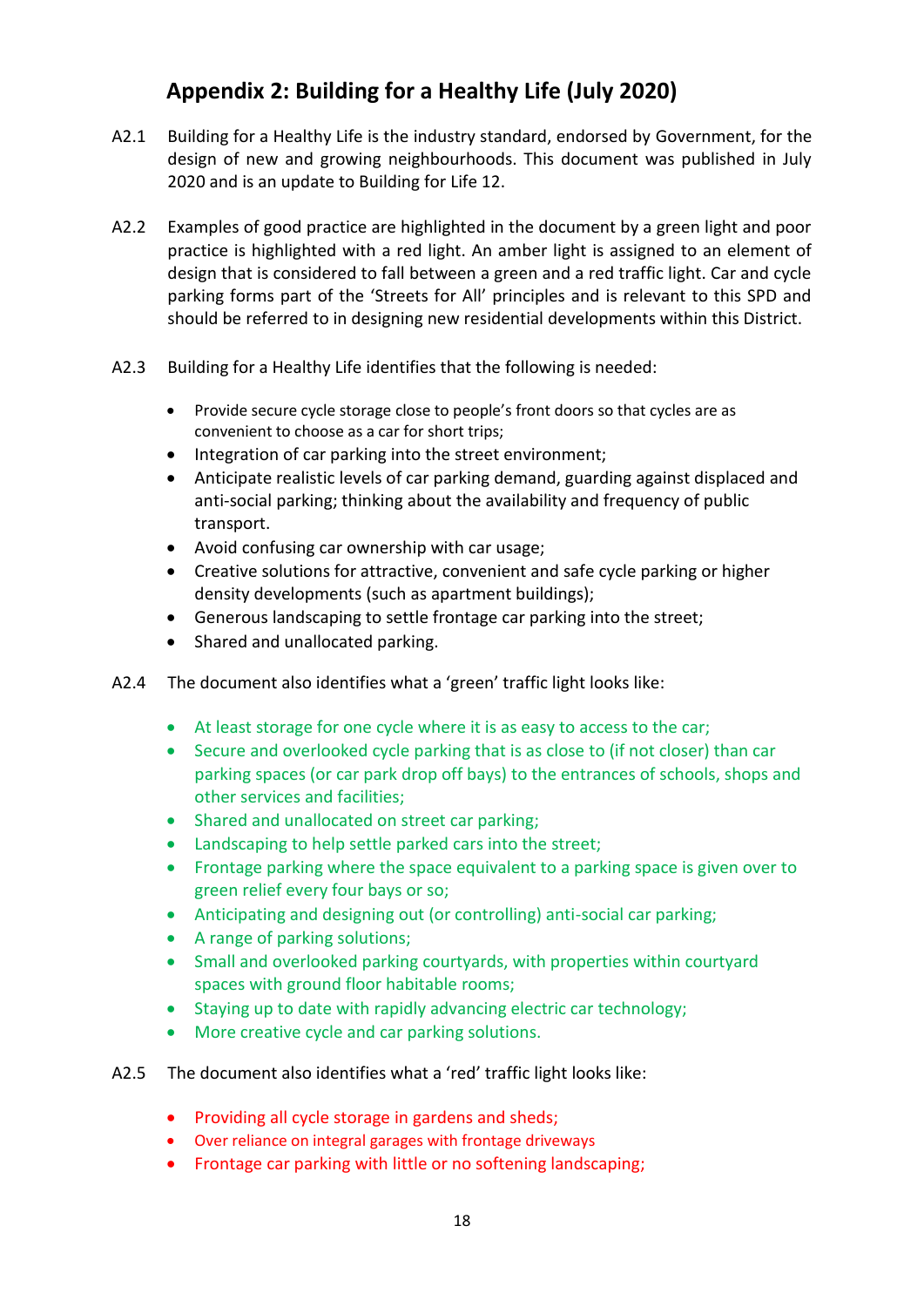# Appendix 2: Building for a Healthy Life (July 2020)

A2.1 Building for a Healthy Life is the industry standard, endorsed by Government, for the design of new and growing neighbourhoods. This document was published in July 2020 and is an update to Building for Life 12.

A2.2 Examples of good practice are highlighted in the document by a green light and poor practice is highlighted with a red light. An amber light is assigned to an element of design that is considered to fall between a green and a red traffic light. Car and cycle parking forms part of the 'Streets for All' principles and is relevant to this SPD and should be referred to in designing new residential developments within this District.

A2.3 Building for a Healthy Life identifies that the following is needed:

- Provide secure cycle storage close to people's front doors so that cycles are as convenient to choose as a car for short trips;
- Integration of car parking into the street environment;
- Anticipate realistic levels of car parking demand, guarding against displaced and anti-social parking; thinking about the availability and frequency of public transport.
- Avoid confusing car ownership with car usage;
- Creative solutions for attractive, convenient and safe cycle parking or higher density developments (such as apartment buildings);
- Generous landscaping to settle frontage car parking into the street;
- Shared and unallocated parking.

A2.4 The document also identifies what a 'green' traffic light looks like:

- At least storage for one cycle where it is as easy to access to the car;
- Secure and overlooked cycle parking that is as close to (if not closer) than car parking spaces (or car park drop off bays) to the entrances of schools, shops and other services and facilities;
- Shared and unallocated on street car parking;
- Landscaping to help settle parked cars into the street;
- Frontage parking where the space equivalent to a parking space is given over to green relief every four bays or so;
- Anticipating and designing out (or controlling) anti-social car parking;
- A range of parking solutions;
- Small and overlooked parking courtyards, with properties within courtyard spaces with ground floor habitable rooms;
- Staying up to date with rapidly advancing electric car technology;
- More creative cycle and car parking solutions.

A2.5 The document also identifies what a 'red' traffic light looks like:

- Providing all cycle storage in gardens and sheds;
- Over reliance on integral garages with frontage driveways
- Frontage car parking with little or no softening landscaping;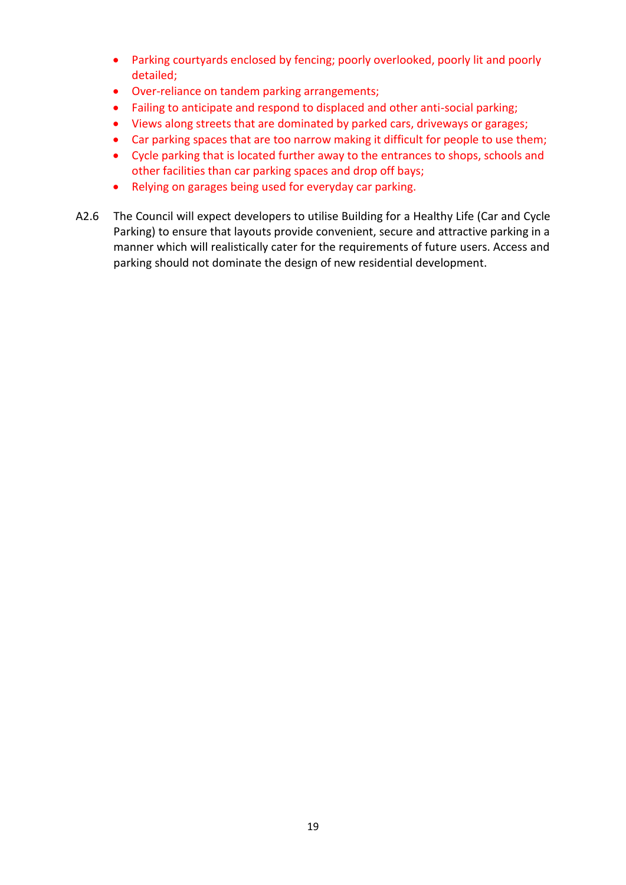- Parking courtyards enclosed by fencing; poorly overlooked, poorly lit and poorly detailed;
- Over-reliance on tandem parking arrangements;
- Failing to anticipate and respond to displaced and other anti-social parking;
- Views along streets that are dominated by parked cars, driveways or garages;
- Car parking spaces that are too narrow making it difficult for people to use them;
- Cycle parking that is located further away to the entrances to shops, schools and other facilities than car parking spaces and drop off bays;
- Relying on garages being used for everyday car parking.

A2.6 The Council will expect developers to utilise Building for a Healthy Life (Car and Cycle Parking) to ensure that layouts provide convenient, secure and attractive parking in a manner which will realistically cater for the requirements of future users. Access and parking should not dominate the design of new residential development.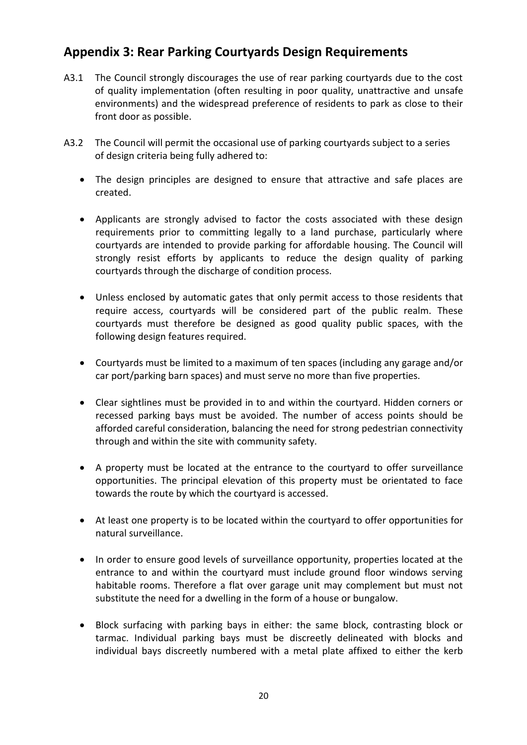## Appendix 3: Rear Parking Courtyards Design Requirements

A3.1 The Council strongly discourages the use of rear parking courtyards due to the cost of quality implementation (often resulting in poor quality, unattractive and unsafe environments) and the widespread preference of residents to park as close to their front door as possible.

A3.2 The Council will permit the occasional use of parking courtyards subject to a series of design criteria being fully adhered to:

- The design principles are designed to ensure that attractive and safe places are created.
- Applicants are strongly advised to factor the costs associated with these design requirements prior to committing legally to a land purchase, particularly where courtyards are intended to provide parking for affordable housing. The Council will strongly resist efforts by applicants to reduce the design quality of parking courtyards through the discharge of condition process.
- Unless enclosed by automatic gates that only permit access to those residents that require access, courtyards will be considered part of the public realm. These courtyards must therefore be designed as good quality public spaces, with the following design features required.
- Courtyards must be limited to a maximum of ten spaces (including any garage and/or car port/parking barn spaces) and must serve no more than five properties.
- Clear sightlines must be provided in to and within the courtyard. Hidden corners or recessed parking bays must be avoided. The number of access points should be afforded careful consideration, balancing the need for strong pedestrian connectivity through and within the site with community safety.
- A property must be located at the entrance to the courtyard to offer surveillance opportunities. The principal elevation of this property must be orientated to face towards the route by which the courtyard is accessed.
- At least one property is to be located within the courtyard to offer opportunities for natural surveillance.
- In order to ensure good levels of surveillance opportunity, properties located at the entrance to and within the courtyard must include ground floor windows serving habitable rooms. Therefore a flat over garage unit may complement but must not substitute the need for a dwelling in the form of a house or bungalow.
- Block surfacing with parking bays in either: the same block, contrasting block or tarmac. Individual parking bays must be discreetly delineated with blocks and individual bays discreetly numbered with a metal plate affixed to either the kerb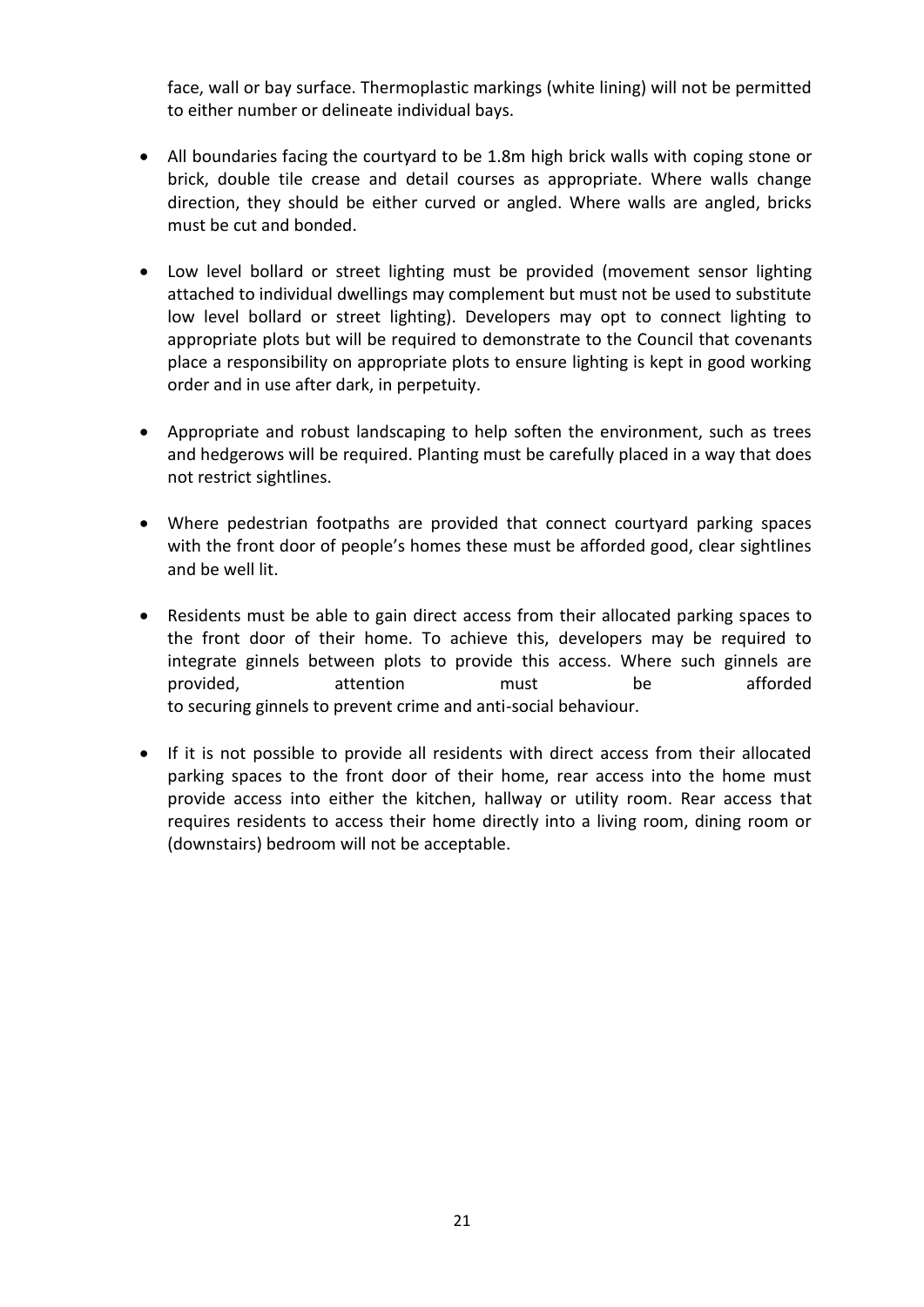face, wall or bay surface. Thermoplastic markings (white lining) will not be permitted to either number or delineate individual bays.

- All boundaries facing the courtyard to be 1.8m high brick walls with coping stone or brick, double tile crease and detail courses as appropriate. Where walls change direction, they should be either curved or angled. Where walls are angled, bricks must be cut and bonded.

- Low level bollard or street lighting must be provided (movement sensor lighting attached to individual dwellings may complement but must not be used to substitute low level bollard or street lighting). Developers may opt to connect lighting to appropriate plots but will be required to demonstrate to the Council that covenants place a responsibility on appropriate plots to ensure lighting is kept in good working order and in use after dark, in perpetuity.

- Appropriate and robust landscaping to help soften the environment, such as trees and hedgerows will be required. Planting must be carefully placed in a way that does not restrict sightlines.

- Where pedestrian footpaths are provided that connect courtyard parking spaces with the front door of people's homes these must be afforded good, clear sightlines and be well lit.

- Residents must be able to gain direct access from their allocated parking spaces to the front door of their home. To achieve this, developers may be required to integrate ginnels between plots to provide this access. Where such ginnels are provided, attention must be afforded to securing ginnels to prevent crime and anti-social behaviour.

- If it is not possible to provide all residents with direct access from their allocated parking spaces to the front door of their home, rear access into the home must provide access into either the kitchen, hallway or utility room. Rear access that requires residents to access their home directly into a living room, dining room or (downstairs) bedroom will not be acceptable.